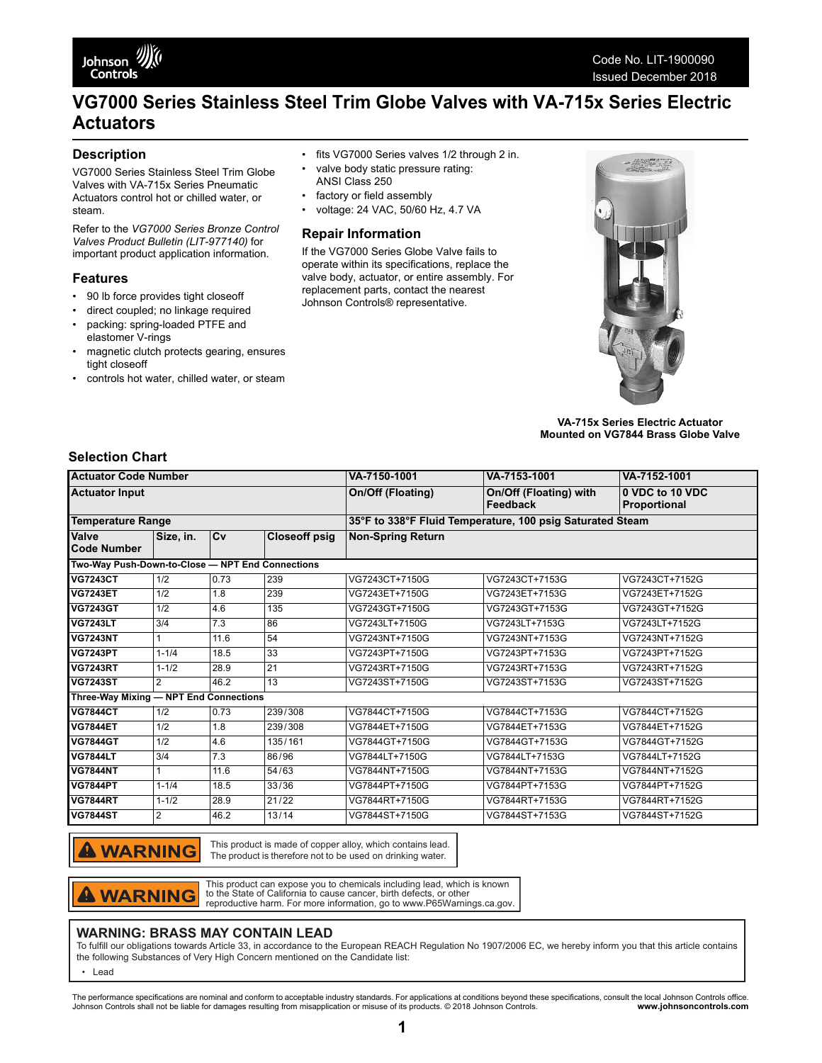# VG7000 Series Stainless Steel Trim Globe Valves with VA-715x Series Electric Actuators

## Description

VG7000 Series Stainless Steel Trim Globe Valves with VA-715x Series Pneumatic Actuators control hot or chilled water, or steam.

Refer to the *VG7000 Series Bronze Control Valves Product Bulletin (LIT-977140)* for important product application information.

## Features

- 90 lb force provides tight closeoff
- direct coupled; no linkage required
- packing: spring-loaded PTFE and elastomer V-rings
- magnetic clutch protects gearing, ensures tight closeoff
- controls hot water, chilled water, or steam
- fits VG7000 Series valves 1/2 through 2 in.
- valve body static pressure rating: ANSI Class 250
- factory or field assembly
- voltage: 24 VAC, 50/60 Hz, 4.7 VA

## Repair Information

If the VG7000 Series Globe Valve fails to operate within its specifications, replace the valve body, actuator, or entire assembly. For replacement parts, contact the nearest Johnson Controls® representative.

**VA-715x Series Electric Actuator Mounted on VG7844 Brass Globe Valve**

## Selection Chart

| **Actuator Code Number** | | | | **VA-7150-1001** | **VA-7153-1001** | **VA-7152-1001** |
|---|---|---|---|---|---|---|
| **Actuator Input** | | | | **On/Off (Floating)** | **On/Off (Floating) with Feedback** | **0 VDC to 10 VDC Proportional** |
| **Temperature Range** | | | | **35°F to 338°F Fluid Temperature, 100 psig Saturated Steam** | | |
| **Valve Code Number** | **Size, in.** | **Cv** | **Closeoff psig** | **Non-Spring Return** | | |
| **Two-Way Push-Down-to-Close — NPT End Connections** | | | | | | |
| **VG7243CT** | 1/2 | 0.73 | 239 | VG7243CT+7150G | VG7243CT+7153G | VG7243CT+7152G |
| **VG7243ET** | 1/2 | 1.8 | 239 | VG7243ET+7150G | VG7243ET+7153G | VG7243ET+7152G |
| **VG7243GT** | 1/2 | 4.6 | 135 | VG7243GT+7150G | VG7243GT+7153G | VG7243GT+7152G |
| **VG7243LT** | 3/4 | 7.3 | 86 | VG7243LT+7150G | VG7243LT+7153G | VG7243LT+7152G |
| **VG7243NT** | 1 | 11.6 | 54 | VG7243NT+7150G | VG7243NT+7153G | VG7243NT+7152G |
| **VG7243PT** | 1-1/4 | 18.5 | 33 | VG7243PT+7150G | VG7243PT+7153G | VG7243PT+7152G |
| **VG7243RT** | 1-1/2 | 28.9 | 21 | VG7243RT+7150G | VG7243RT+7153G | VG7243RT+7152G |
| **VG7243ST** | 2 | 46.2 | 13 | VG7243ST+7150G | VG7243ST+7153G | VG7243ST+7152G |
| **Three-Way Mixing — NPT End Connections** | | | | | | |
| **VG7844CT** | 1/2 | 0.73 | 239/308 | VG7844CT+7150G | VG7844CT+7153G | VG7844CT+7152G |
| **VG7844ET** | 1/2 | 1.8 | 239/308 | VG7844ET+7150G | VG7844ET+7153G | VG7844ET+7152G |
| **VG7844GT** | 1/2 | 4.6 | 135/161 | VG7844GT+7150G | VG7844GT+7153G | VG7844GT+7152G |
| **VG7844LT** | 3/4 | 7.3 | 86/96 | VG7844LT+7150G | VG7844LT+7153G | VG7844LT+7152G |
| **VG7844NT** | 1 | 11.6 | 54/63 | VG7844NT+7150G | VG7844NT+7153G | VG7844NT+7152G |
| **VG7844PT** | 1-1/4 | 18.5 | 33/36 | VG7844PT+7150G | VG7844PT+7153G | VG7844PT+7152G |
| **VG7844RT** | 1-1/2 | 28.9 | 21/22 | VG7844RT+7150G | VG7844RT+7153G | VG7844RT+7152G |
| **VG7844ST** | 2 | 46.2 | 13/14 | VG7844ST+7150G | VG7844ST+7153G | VG7844ST+7152G |

**⚠ WARNING** This product is made of copper alloy, which contains lead. The product is therefore not to be used on drinking water.

**⚠ WARNING** This product can expose you to chemicals including lead, which is known to the State of California to cause cancer, birth defects, or other reproductive harm. For more information, go to www.P65Warnings.ca.gov.

**WARNING: BRASS MAY CONTAIN LEAD**

To fulfill our obligations towards Article 33, in accordance to the European REACH Regulation No 1907/2006 EC, we hereby inform you that this article contains the following Substances of Very High Concern mentioned on the Candidate list:

- Lead

The performance specifications are nominal and conform to acceptable industry standards. For applications at conditions beyond these specifications, consult the local Johnson Controls office. Johnson Controls shall not be liable for damages resulting from misapplication or misuse of its products. © 2018 Johnson Controls. **www.johnsoncontrols.com**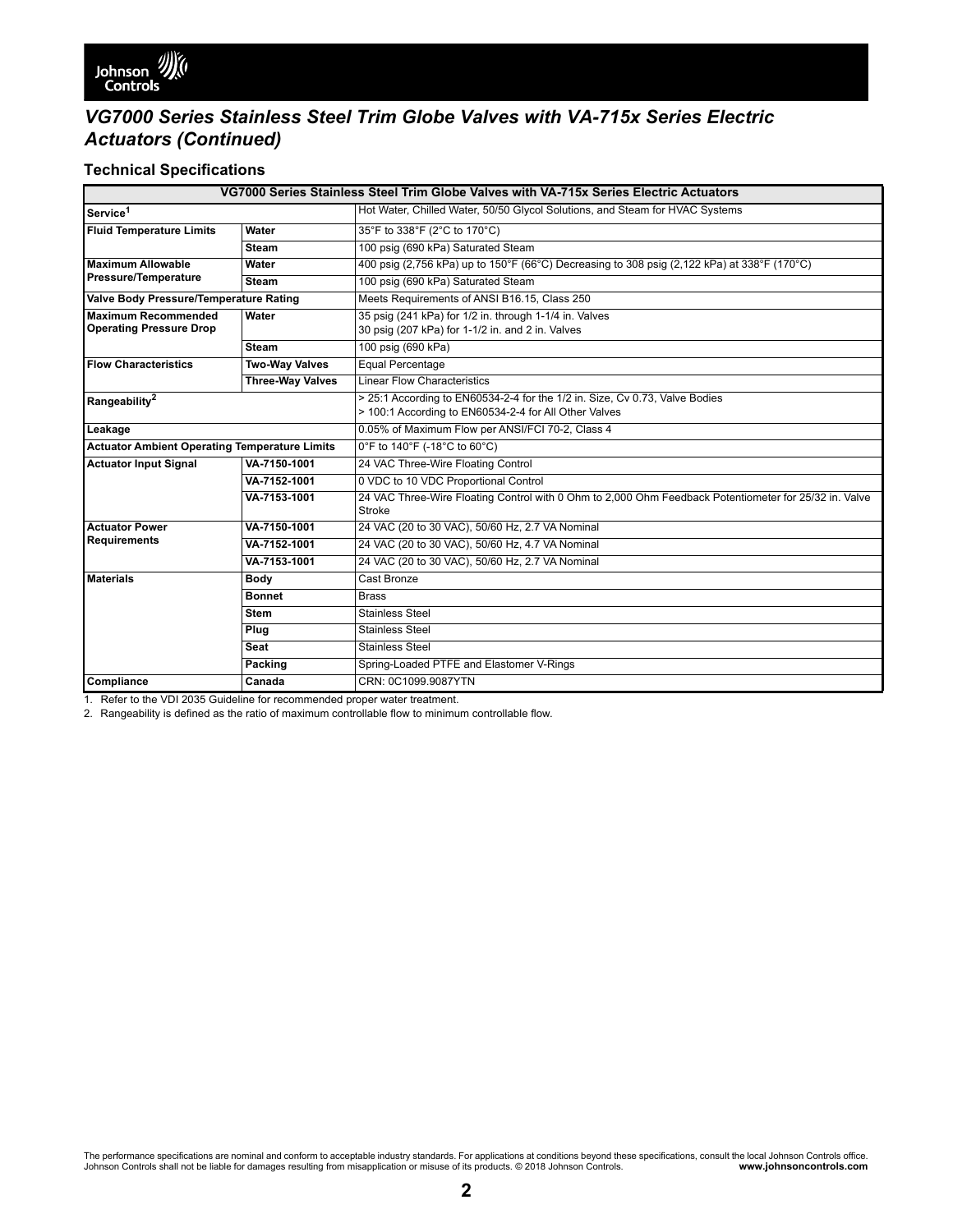# VG7000 Series Stainless Steel Trim Globe Valves with VA-715x Series Electric Actuators (Continued)

## Technical Specifications

| VG7000 Series Stainless Steel Trim Globe Valves with VA-715x Series Electric Actuators | | |
|---|---|---|
| **Service**[1] | | Hot Water, Chilled Water, 50/50 Glycol Solutions, and Steam for HVAC Systems |
| **Fluid Temperature Limits** | **Water** | 35°F to 338°F (2°C to 170°C) |
| | **Steam** | 100 psig (690 kPa) Saturated Steam |
| **Maximum Allowable Pressure/Temperature** | **Water** | 400 psig (2,756 kPa) up to 150°F (66°C) Decreasing to 308 psig (2,122 kPa) at 338°F (170°C) |
| | **Steam** | 100 psig (690 kPa) Saturated Steam |
| **Valve Body Pressure/Temperature Rating** | | Meets Requirements of ANSI B16.15, Class 250 |
| **Maximum Recommended Operating Pressure Drop** | **Water** | 35 psig (241 kPa) for 1/2 in. through 1-1/4 in. Valves<br>30 psig (207 kPa) for 1-1/2 in. and 2 in. Valves |
| | **Steam** | 100 psig (690 kPa) |
| **Flow Characteristics** | **Two-Way Valves** | Equal Percentage |
| | **Three-Way Valves** | Linear Flow Characteristics |
| **Rangeability**[2] | | > 25:1 According to EN60534-2-4 for the 1/2 in. Size, Cv 0.73, Valve Bodies<br>> 100:1 According to EN60534-2-4 for All Other Valves |
| **Leakage** | | 0.05% of Maximum Flow per ANSI/FCI 70-2, Class 4 |
| **Actuator Ambient Operating Temperature Limits** | | 0°F to 140°F (-18°C to 60°C) |
| **Actuator Input Signal** | **VA-7150-1001** | 24 VAC Three-Wire Floating Control |
| | **VA-7152-1001** | 0 VDC to 10 VDC Proportional Control |
| | **VA-7153-1001** | 24 VAC Three-Wire Floating Control with 0 Ohm to 2,000 Ohm Feedback Potentiometer for 25/32 in. Valve Stroke |
| **Actuator Power Requirements** | **VA-7150-1001** | 24 VAC (20 to 30 VAC), 50/60 Hz, 2.7 VA Nominal |
| | **VA-7152-1001** | 24 VAC (20 to 30 VAC), 50/60 Hz, 4.7 VA Nominal |
| | **VA-7153-1001** | 24 VAC (20 to 30 VAC), 50/60 Hz, 2.7 VA Nominal |
| **Materials** | **Body** | Cast Bronze |
| | **Bonnet** | Brass |
| | **Stem** | Stainless Steel |
| | **Plug** | Stainless Steel |
| | **Seat** | Stainless Steel |
| | **Packing** | Spring-Loaded PTFE and Elastomer V-Rings |
| **Compliance** | **Canada** | CRN: 0C1099.9087YTN |

1. Refer to the VDI 2035 Guideline for recommended proper water treatment.
2. Rangeability is defined as the ratio of maximum controllable flow to minimum controllable flow.

The performance specifications are nominal and conform to acceptable industry standards. For applications at conditions beyond these specifications, consult the local Johnson Controls office. Johnson Controls shall not be liable for damages resulting from misapplication or misuse of its products. © 2018 Johnson Controls. **www.johnsoncontrols.com**